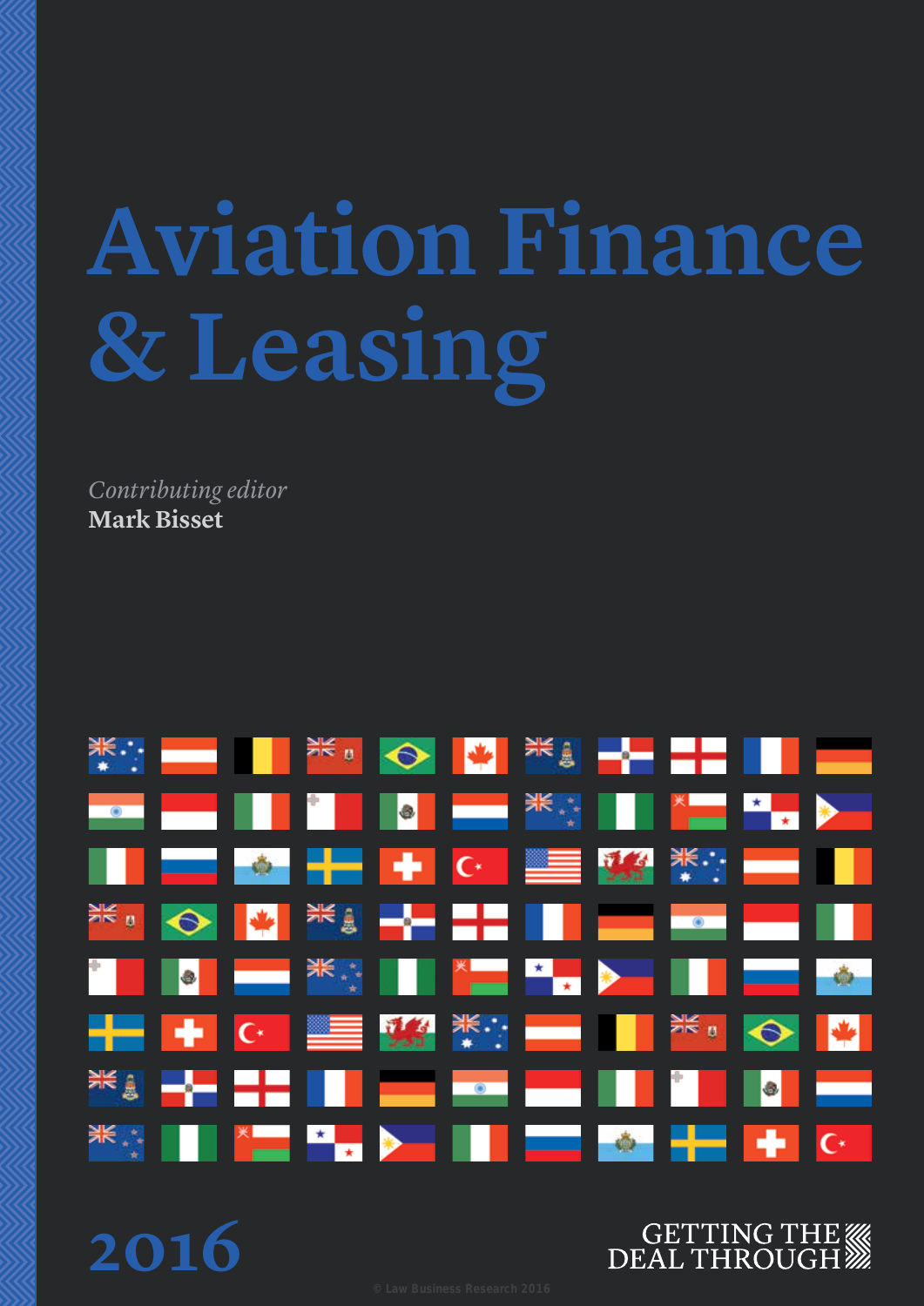# Aviation Finance & Leasing

*Contributing editor*
**Mark Bisset**

2016

GETTING THE DEAL THROUGH

© Law Business Research 2016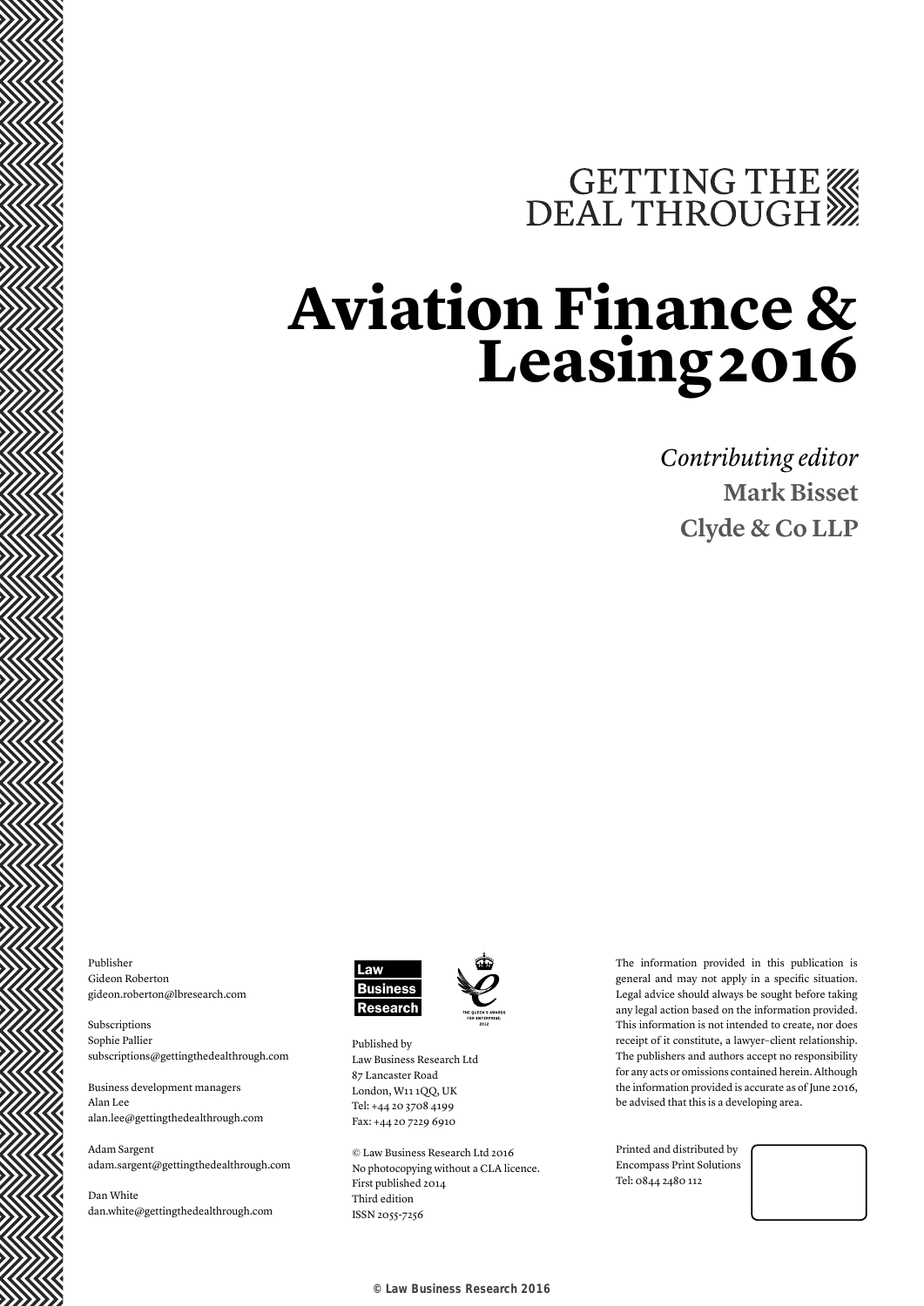GETTING THE DEAL THROUGH

# Aviation Finance & Leasing 2016

*Contributing editor*
**Mark Bisset**
**Clyde & Co LLP**

Publisher
Gideon Roberton
gideon.roberton@lbresearch.com

Subscriptions
Sophie Pallier
subscriptions@gettingthedealthrough.com

Business development managers
Alan Lee
alan.lee@gettingthedealthrough.com

Adam Sargent
adam.sargent@gettingthedealthrough.com

Dan White
dan.white@gettingthedealthrough.com

Law Business Research

THE QUEEN'S AWARDS FOR ENTERPRISE: 2012

Published by
Law Business Research Ltd
87 Lancaster Road
London, W11 1QQ, UK
Tel: +44 20 3708 4199
Fax: +44 20 7229 6910

© Law Business Research Ltd 2016
No photocopying without a CLA licence.
First published 2014
Third edition
ISSN 2055-7256

The information provided in this publication is general and may not apply in a specific situation. Legal advice should always be sought before taking any legal action based on the information provided. This information is not intended to create, nor does receipt of it constitute, a lawyer–client relationship. The publishers and authors accept no responsibility for any acts or omissions contained herein. Although the information provided is accurate as of June 2016, be advised that this is a developing area.

Printed and distributed by
Encompass Print Solutions
Tel: 0844 2480 112

© Law Business Research 2016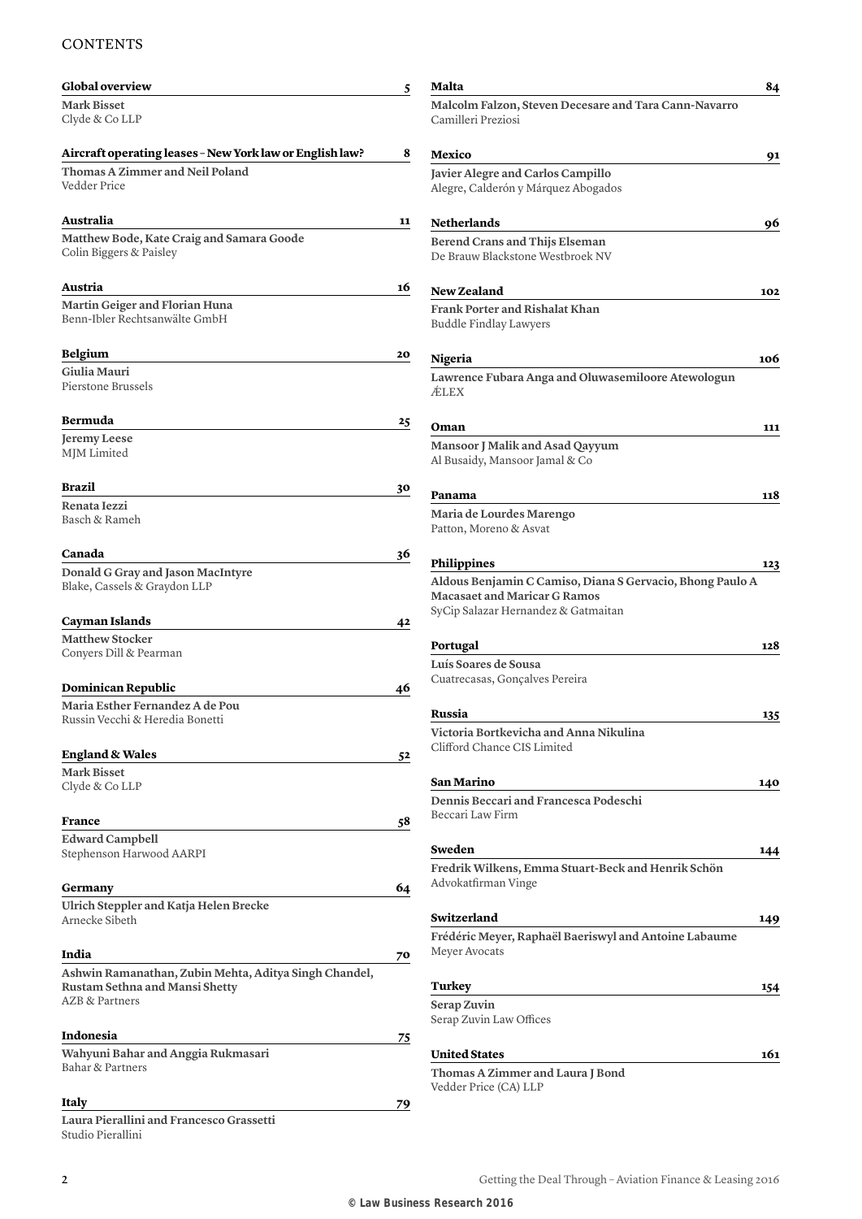# CONTENTS

**Global overview** 5
**Mark Bisset**
Clyde & Co LLP

**Aircraft operating leases – New York law or English law?** 8
**Thomas A Zimmer and Neil Poland**
Vedder Price

**Australia** 11
**Matthew Bode, Kate Craig and Samara Goode**
Colin Biggers & Paisley

**Austria** 16
**Martin Geiger and Florian Huna**
Benn-Ibler Rechtsanwälte GmbH

**Belgium** 20
**Giulia Mauri**
Pierstone Brussels

**Bermuda** 25
**Jeremy Leese**
MJM Limited

**Brazil** 30
**Renata Iezzi**
Basch & Rameh

**Canada** 36
**Donald G Gray and Jason MacIntyre**
Blake, Cassels & Graydon LLP

**Cayman Islands** 42
**Matthew Stocker**
Conyers Dill & Pearman

**Dominican Republic** 46
**Maria Esther Fernandez A de Pou**
Russin Vecchi & Heredia Bonetti

**England & Wales** 52
**Mark Bisset**
Clyde & Co LLP

**France** 58
**Edward Campbell**
Stephenson Harwood AARPI

**Germany** 64
**Ulrich Steppler and Katja Helen Brecke**
Arnecke Sibeth

**India** 70
**Ashwin Ramanathan, Zubin Mehta, Aditya Singh Chandel, Rustam Sethna and Mansi Shetty**
AZB & Partners

**Indonesia** 75
**Wahyuni Bahar and Anggia Rukmasari**
Bahar & Partners

**Italy** 79
**Laura Pierallini and Francesco Grassetti**
Studio Pierallini

**Malta** 84
**Malcolm Falzon, Steven Decesare and Tara Cann-Navarro**
Camilleri Preziosi

**Mexico** 91
**Javier Alegre and Carlos Campillo**
Alegre, Calderón y Márquez Abogados

**Netherlands** 96
**Berend Crans and Thijs Elseman**
De Brauw Blackstone Westbroek NV

**New Zealand** 102
**Frank Porter and Rishalat Khan**
Buddle Findlay Lawyers

**Nigeria** 106
**Lawrence Fubara Anga and Oluwasemiloore Atewologun**
ÆLEX

**Oman** 111
**Mansoor J Malik and Asad Qayyum**
Al Busaidy, Mansoor Jamal & Co

**Panama** 118
**Maria de Lourdes Marengo**
Patton, Moreno & Asvat

**Philippines** 123
**Aldous Benjamin C Camiso, Diana S Gervacio, Bhong Paulo A Macasaet and Maricar G Ramos**
SyCip Salazar Hernandez & Gatmaitan

**Portugal** 128
**Luís Soares de Sousa**
Cuatrecasas, Gonçalves Pereira

**Russia** 135
**Victoria Bortkevicha and Anna Nikulina**
Clifford Chance CIS Limited

**San Marino** 140
**Dennis Beccari and Francesca Podeschi**
Beccari Law Firm

**Sweden** 144
**Fredrik Wilkens, Emma Stuart-Beck and Henrik Schön**
Advokatfirman Vinge

**Switzerland** 149
**Frédéric Meyer, Raphaël Baeriswyl and Antoine Labaume**
Meyer Avocats

**Turkey** 154
**Serap Zuvin**
Serap Zuvin Law Offices

**United States** 161
**Thomas A Zimmer and Laura J Bond**
Vedder Price (CA) LLP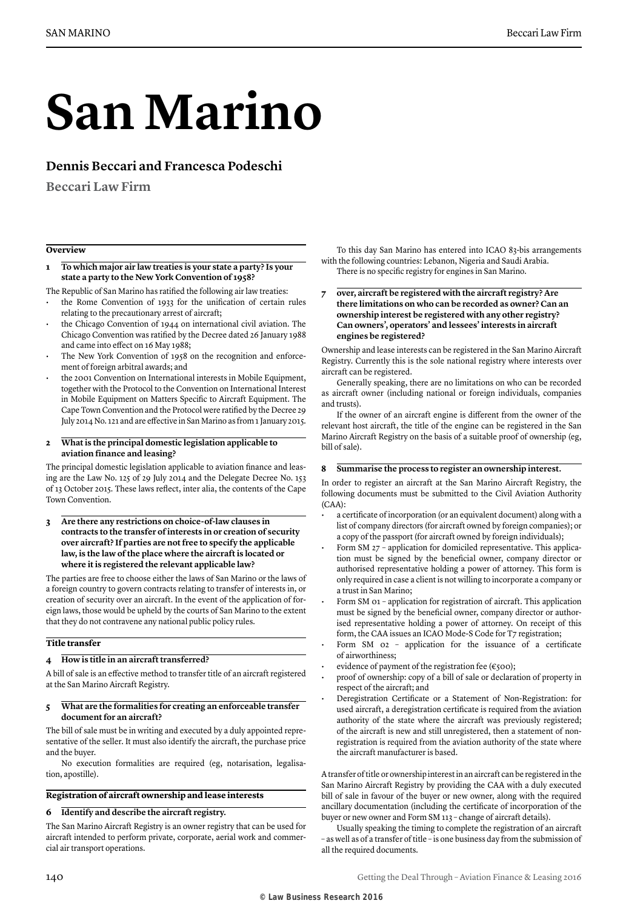# San Marino

**Dennis Beccari and Francesca Podeschi**

**Beccari Law Firm**

## Overview

### 1 To which major air law treaties is your state a party? Is your state a party to the New York Convention of 1958?

The Republic of San Marino has ratified the following air law treaties:

- the Rome Convention of 1933 for the unification of certain rules relating to the precautionary arrest of aircraft;
- the Chicago Convention of 1944 on international civil aviation. The Chicago Convention was ratified by the Decree dated 26 January 1988 and came into effect on 16 May 1988;
- The New York Convention of 1958 on the recognition and enforcement of foreign arbitral awards; and
- the 2001 Convention on International interests in Mobile Equipment, together with the Protocol to the Convention on International Interest in Mobile Equipment on Matters Specific to Aircraft Equipment. The Cape Town Convention and the Protocol were ratified by the Decree 29 July 2014 No. 121 and are effective in San Marino as from 1 January 2015.

### 2 What is the principal domestic legislation applicable to aviation finance and leasing?

The principal domestic legislation applicable to aviation finance and leasing are the Law No. 125 of 29 July 2014 and the Delegate Decree No. 153 of 13 October 2015. These laws reflect, inter alia, the contents of the Cape Town Convention.

### 3 Are there any restrictions on choice-of-law clauses in contracts to the transfer of interests in or creation of security over aircraft? If parties are not free to specify the applicable law, is the law of the place where the aircraft is located or where it is registered the relevant applicable law?

The parties are free to choose either the laws of San Marino or the laws of a foreign country to govern contracts relating to transfer of interests in, or creation of security over an aircraft. In the event of the application of foreign laws, those would be upheld by the courts of San Marino to the extent that they do not contravene any national public policy rules.

## Title transfer

### 4 How is title in an aircraft transferred?

A bill of sale is an effective method to transfer title of an aircraft registered at the San Marino Aircraft Registry.

### 5 What are the formalities for creating an enforceable transfer document for an aircraft?

The bill of sale must be in writing and executed by a duly appointed representative of the seller. It must also identify the aircraft, the purchase price and the buyer.

No execution formalities are required (eg, notarisation, legalisation, apostille).

## Registration of aircraft ownership and lease interests

### 6 Identify and describe the aircraft registry.

The San Marino Aircraft Registry is an owner registry that can be used for aircraft intended to perform private, corporate, aerial work and commercial air transport operations.

To this day San Marino has entered into ICAO 83-bis arrangements with the following countries: Lebanon, Nigeria and Saudi Arabia.

There is no specific registry for engines in San Marino.

### 7 over, aircraft be registered with the aircraft registry? Are there limitations on who can be recorded as owner? Can an ownership interest be registered with any other registry? Can owners', operators' and lessees' interests in aircraft engines be registered?

Ownership and lease interests can be registered in the San Marino Aircraft Registry. Currently this is the sole national registry where interests over aircraft can be registered.

Generally speaking, there are no limitations on who can be recorded as aircraft owner (including national or foreign individuals, companies and trusts).

If the owner of an aircraft engine is different from the owner of the relevant host aircraft, the title of the engine can be registered in the San Marino Aircraft Registry on the basis of a suitable proof of ownership (eg, bill of sale).

### 8 Summarise the process to register an ownership interest.

In order to register an aircraft at the San Marino Aircraft Registry, the following documents must be submitted to the Civil Aviation Authority (CAA):

- a certificate of incorporation (or an equivalent document) along with a list of company directors (for aircraft owned by foreign companies); or a copy of the passport (for aircraft owned by foreign individuals);
- Form SM 27 – application for domiciled representative. This application must be signed by the beneficial owner, company director or authorised representative holding a power of attorney. This form is only required in case a client is not willing to incorporate a company or a trust in San Marino;
- Form SM 01 – application for registration of aircraft. This application must be signed by the beneficial owner, company director or authorised representative holding a power of attorney. On receipt of this form, the CAA issues an ICAO Mode-S Code for T7 registration;
- Form SM 02 – application for the issuance of a certificate of airworthiness;
- evidence of payment of the registration fee (€500);
- proof of ownership: copy of a bill of sale or declaration of property in respect of the aircraft; and
- Deregistration Certificate or a Statement of Non-Registration: for used aircraft, a deregistration certificate is required from the aviation authority of the state where the aircraft was previously registered; of the aircraft is new and still unregistered, then a statement of non-registration is required from the aviation authority of the state where the aircraft manufacturer is based.

A transfer of title or ownership interest in an aircraft can be registered in the San Marino Aircraft Registry by providing the CAA with a duly executed bill of sale in favour of the buyer or new owner, along with the required ancillary documentation (including the certificate of incorporation of the buyer or new owner and Form SM 113 – change of aircraft details).

Usually speaking the timing to complete the registration of an aircraft – as well as of a transfer of title – is one business day from the submission of all the required documents.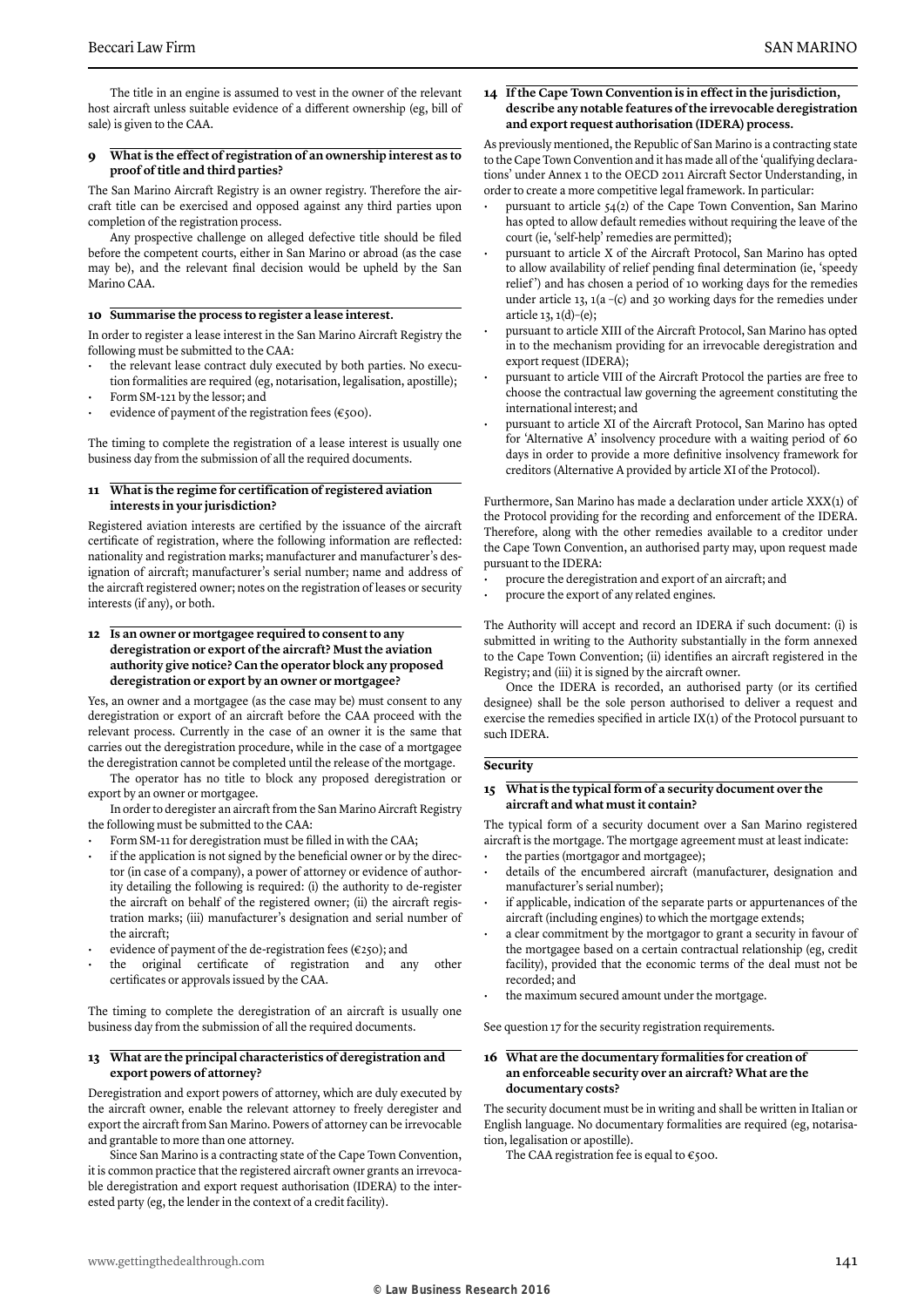The title in an engine is assumed to vest in the owner of the relevant host aircraft unless suitable evidence of a different ownership (eg, bill of sale) is given to the CAA.

### 9 What is the effect of registration of an ownership interest as to proof of title and third parties?

The San Marino Aircraft Registry is an owner registry. Therefore the aircraft title can be exercised and opposed against any third parties upon completion of the registration process.

Any prospective challenge on alleged defective title should be filed before the competent courts, either in San Marino or abroad (as the case may be), and the relevant final decision would be upheld by the San Marino CAA.

### 10 Summarise the process to register a lease interest.

In order to register a lease interest in the San Marino Aircraft Registry the following must be submitted to the CAA:

- the relevant lease contract duly executed by both parties. No execution formalities are required (eg, notarisation, legalisation, apostille);
- Form SM-121 by the lessor; and
- evidence of payment of the registration fees (€500).

The timing to complete the registration of a lease interest is usually one business day from the submission of all the required documents.

### 11 What is the regime for certification of registered aviation interests in your jurisdiction?

Registered aviation interests are certified by the issuance of the aircraft certificate of registration, where the following information are reflected: nationality and registration marks; manufacturer and manufacturer's designation of aircraft; manufacturer's serial number; name and address of the aircraft registered owner; notes on the registration of leases or security interests (if any), or both.

### 12 Is an owner or mortgagee required to consent to any deregistration or export of the aircraft? Must the aviation authority give notice? Can the operator block any proposed deregistration or export by an owner or mortgagee?

Yes, an owner and a mortgagee (as the case may be) must consent to any deregistration or export of an aircraft before the CAA proceed with the relevant process. Currently in the case of an owner it is the same that carries out the deregistration procedure, while in the case of a mortgagee the deregistration cannot be completed until the release of the mortgage.

The operator has no title to block any proposed deregistration or export by an owner or mortgagee.

In order to deregister an aircraft from the San Marino Aircraft Registry the following must be submitted to the CAA:

- Form SM-11 for deregistration must be filled in with the CAA;
- if the application is not signed by the beneficial owner or by the director (in case of a company), a power of attorney or evidence of authority detailing the following is required: (i) the authority to de-register the aircraft on behalf of the registered owner; (ii) the aircraft registration marks; (iii) manufacturer's designation and serial number of the aircraft;
- evidence of payment of the de-registration fees (€250); and
- the original certificate of registration and any other certificates or approvals issued by the CAA.

The timing to complete the deregistration of an aircraft is usually one business day from the submission of all the required documents.

### 13 What are the principal characteristics of deregistration and export powers of attorney?

Deregistration and export powers of attorney, which are duly executed by the aircraft owner, enable the relevant attorney to freely deregister and export the aircraft from San Marino. Powers of attorney can be irrevocable and grantable to more than one attorney.

Since San Marino is a contracting state of the Cape Town Convention, it is common practice that the registered aircraft owner grants an irrevocable deregistration and export request authorisation (IDERA) to the interested party (eg, the lender in the context of a credit facility).

### 14 If the Cape Town Convention is in effect in the jurisdiction, describe any notable features of the irrevocable deregistration and export request authorisation (IDERA) process.

As previously mentioned, the Republic of San Marino is a contracting state to the Cape Town Convention and it has made all of the 'qualifying declarations' under Annex 1 to the OECD 2011 Aircraft Sector Understanding, in order to create a more competitive legal framework. In particular:

- pursuant to article 54(2) of the Cape Town Convention, San Marino has opted to allow default remedies without requiring the leave of the court (ie, 'self-help' remedies are permitted);
- pursuant to article X of the Aircraft Protocol, San Marino has opted to allow availability of relief pending final determination (ie, 'speedy relief') and has chosen a period of 10 working days for the remedies under article 13, 1(a–(c) and 30 working days for the remedies under article 13, 1(d)–(e);
- pursuant to article XIII of the Aircraft Protocol, San Marino has opted in to the mechanism providing for an irrevocable deregistration and export request (IDERA);
- pursuant to article VIII of the Aircraft Protocol the parties are free to choose the contractual law governing the agreement constituting the international interest; and
- pursuant to article XI of the Aircraft Protocol, San Marino has opted for 'Alternative A' insolvency procedure with a waiting period of 60 days in order to provide a more definitive insolvency framework for creditors (Alternative A provided by article XI of the Protocol).

Furthermore, San Marino has made a declaration under article XXX(1) of the Protocol providing for the recording and enforcement of the IDERA. Therefore, along with the other remedies available to a creditor under the Cape Town Convention, an authorised party may, upon request made pursuant to the IDERA:

- procure the deregistration and export of an aircraft; and
- procure the export of any related engines.

The Authority will accept and record an IDERA if such document: (i) is submitted in writing to the Authority substantially in the form annexed to the Cape Town Convention; (ii) identifies an aircraft registered in the Registry; and (iii) it is signed by the aircraft owner.

Once the IDERA is recorded, an authorised party (or its certified designee) shall be the sole person authorised to deliver a request and exercise the remedies specified in article IX(1) of the Protocol pursuant to such IDERA.

## Security

### 15 What is the typical form of a security document over the aircraft and what must it contain?

The typical form of a security document over a San Marino registered aircraft is the mortgage. The mortgage agreement must at least indicate:

- the parties (mortgagor and mortgagee);
- details of the encumbered aircraft (manufacturer, designation and manufacturer's serial number);
- if applicable, indication of the separate parts or appurtenances of the aircraft (including engines) to which the mortgage extends;
- a clear commitment by the mortgagor to grant a security in favour of the mortgagee based on a certain contractual relationship (eg, credit facility), provided that the economic terms of the deal must not be recorded; and
- the maximum secured amount under the mortgage.

See question 17 for the security registration requirements.

### 16 What are the documentary formalities for creation of an enforceable security over an aircraft? What are the documentary costs?

The security document must be in writing and shall be written in Italian or English language. No documentary formalities are required (eg, notarisation, legalisation or apostille).

The CAA registration fee is equal to €500.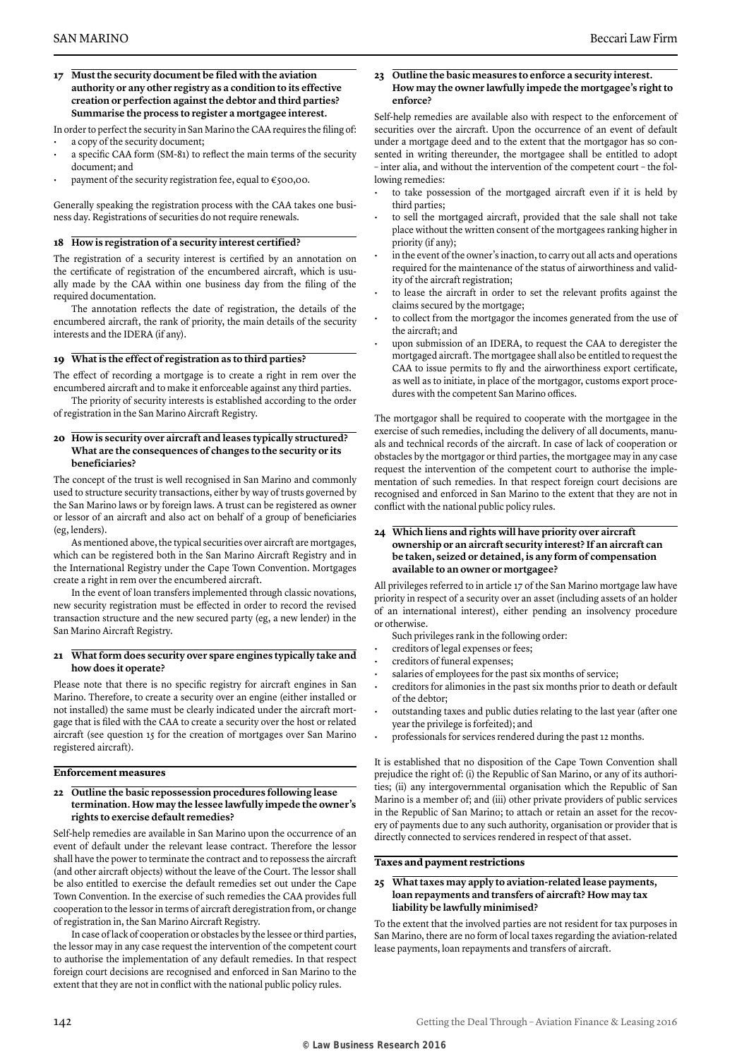### 17 Must the security document be filed with the aviation authority or any other registry as a condition to its effective creation or perfection against the debtor and third parties? Summarise the process to register a mortgagee interest.

In order to perfect the security in San Marino the CAA requires the filing of:

- a copy of the security document;
- a specific CAA form (SM-81) to reflect the main terms of the security document; and
- payment of the security registration fee, equal to €500,00.

Generally speaking the registration process with the CAA takes one business day. Registrations of securities do not require renewals.

### 18 How is registration of a security interest certified?

The registration of a security interest is certified by an annotation on the certificate of registration of the encumbered aircraft, which is usually made by the CAA within one business day from the filing of the required documentation.

The annotation reflects the date of registration, the details of the encumbered aircraft, the rank of priority, the main details of the security interests and the IDERA (if any).

### 19 What is the effect of registration as to third parties?

The effect of recording a mortgage is to create a right in rem over the encumbered aircraft and to make it enforceable against any third parties.

The priority of security interests is established according to the order of registration in the San Marino Aircraft Registry.

### 20 How is security over aircraft and leases typically structured? What are the consequences of changes to the security or its beneficiaries?

The concept of the trust is well recognised in San Marino and commonly used to structure security transactions, either by way of trusts governed by the San Marino laws or by foreign laws. A trust can be registered as owner or lessor of an aircraft and also act on behalf of a group of beneficiaries (eg, lenders).

As mentioned above, the typical securities over aircraft are mortgages, which can be registered both in the San Marino Aircraft Registry and in the International Registry under the Cape Town Convention. Mortgages create a right in rem over the encumbered aircraft.

In the event of loan transfers implemented through classic novations, new security registration must be effected in order to record the revised transaction structure and the new secured party (eg, a new lender) in the San Marino Aircraft Registry.

### 21 What form does security over spare engines typically take and how does it operate?

Please note that there is no specific registry for aircraft engines in San Marino. Therefore, to create a security over an engine (either installed or not installed) the same must be clearly indicated under the aircraft mortgage that is filed with the CAA to create a security over the host or related aircraft (see question 15 for the creation of mortgages over San Marino registered aircraft).

## Enforcement measures

### 22 Outline the basic repossession procedures following lease termination. How may the lessee lawfully impede the owner's rights to exercise default remedies?

Self-help remedies are available in San Marino upon the occurrence of an event of default under the relevant lease contract. Therefore the lessor shall have the power to terminate the contract and to repossess the aircraft (and other aircraft objects) without the leave of the Court. The lessor shall be also entitled to exercise the default remedies set out under the Cape Town Convention. In the exercise of such remedies the CAA provides full cooperation to the lessor in terms of aircraft deregistration from, or change of registration in, the San Marino Aircraft Registry.

In case of lack of cooperation or obstacles by the lessee or third parties, the lessor may in any case request the intervention of the competent court to authorise the implementation of any default remedies. In that respect foreign court decisions are recognised and enforced in San Marino to the extent that they are not in conflict with the national public policy rules.

### 23 Outline the basic measures to enforce a security interest. How may the owner lawfully impede the mortgagee's right to enforce?

Self-help remedies are available also with respect to the enforcement of securities over the aircraft. Upon the occurrence of an event of default under a mortgage deed and to the extent that the mortgagor has so consented in writing thereunder, the mortgagee shall be entitled to adopt – inter alia, and without the intervention of the competent court – the following remedies:

- to take possession of the mortgaged aircraft even if it is held by third parties;
- to sell the mortgaged aircraft, provided that the sale shall not take place without the written consent of the mortgagees ranking higher in priority (if any);
- in the event of the owner's inaction, to carry out all acts and operations required for the maintenance of the status of airworthiness and validity of the aircraft registration;
- to lease the aircraft in order to set the relevant profits against the claims secured by the mortgage;
- to collect from the mortgagor the incomes generated from the use of the aircraft; and
- upon submission of an IDERA, to request the CAA to deregister the mortgaged aircraft. The mortgagee shall also be entitled to request the CAA to issue permits to fly and the airworthiness export certificate, as well as to initiate, in place of the mortgagor, customs export procedures with the competent San Marino offices.

The mortgagor shall be required to cooperate with the mortgagee in the exercise of such remedies, including the delivery of all documents, manuals and technical records of the aircraft. In case of lack of cooperation or obstacles by the mortgagor or third parties, the mortgagee may in any case request the intervention of the competent court to authorise the implementation of such remedies. In that respect foreign court decisions are recognised and enforced in San Marino to the extent that they are not in conflict with the national public policy rules.

### 24 Which liens and rights will have priority over aircraft ownership or an aircraft security interest? If an aircraft can be taken, seized or detained, is any form of compensation available to an owner or mortgagee?

All privileges referred to in article 17 of the San Marino mortgage law have priority in respect of a security over an asset (including assets of an holder of an international interest), either pending an insolvency procedure or otherwise.

Such privileges rank in the following order:

- creditors of legal expenses or fees;
- creditors of funeral expenses;
- salaries of employees for the past six months of service;
- creditors for alimonies in the past six months prior to death or default of the debtor;
- outstanding taxes and public duties relating to the last year (after one year the privilege is forfeited); and
- professionals for services rendered during the past 12 months.

It is established that no disposition of the Cape Town Convention shall prejudice the right of: (i) the Republic of San Marino, or any of its authorities; (ii) any intergovernmental organisation which the Republic of San Marino is a member of; and (iii) other private providers of public services in the Republic of San Marino; to attach or retain an asset for the recovery of payments due to any such authority, organisation or provider that is directly connected to services rendered in respect of that asset.

## Taxes and payment restrictions

### 25 What taxes may apply to aviation-related lease payments, loan repayments and transfers of aircraft? How may tax liability be lawfully minimised?

To the extent that the involved parties are not resident for tax purposes in San Marino, there are no form of local taxes regarding the aviation-related lease payments, loan repayments and transfers of aircraft.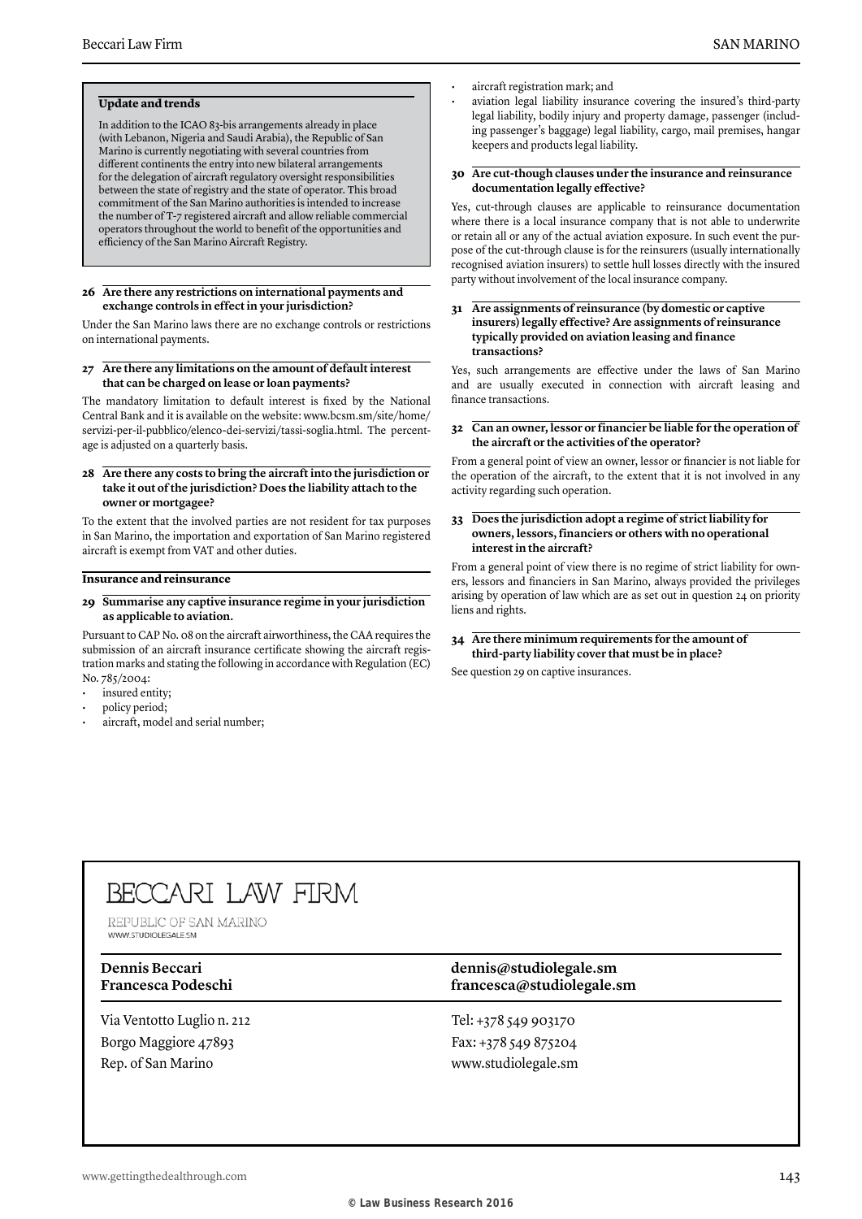### Update and trends

In addition to the ICAO 83-bis arrangements already in place (with Lebanon, Nigeria and Saudi Arabia), the Republic of San Marino is currently negotiating with several countries from different continents the entry into new bilateral arrangements for the delegation of aircraft regulatory oversight responsibilities between the state of registry and the state of operator. This broad commitment of the San Marino authorities is intended to increase the number of T-7 registered aircraft and allow reliable commercial operators throughout the world to benefit of the opportunities and efficiency of the San Marino Aircraft Registry.

### 26 Are there any restrictions on international payments and exchange controls in effect in your jurisdiction?

Under the San Marino laws there are no exchange controls or restrictions on international payments.

### 27 Are there any limitations on the amount of default interest that can be charged on lease or loan payments?

The mandatory limitation to default interest is fixed by the National Central Bank and it is available on the website: www.bcsm.sm/site/home/servizi-per-il-pubblico/elenco-dei-servizi/tassi-soglia.html. The percentage is adjusted on a quarterly basis.

### 28 Are there any costs to bring the aircraft into the jurisdiction or take it out of the jurisdiction? Does the liability attach to the owner or mortgagee?

To the extent that the involved parties are not resident for tax purposes in San Marino, the importation and exportation of San Marino registered aircraft is exempt from VAT and other duties.

## Insurance and reinsurance

### 29 Summarise any captive insurance regime in your jurisdiction as applicable to aviation.

Pursuant to CAP No. 08 on the aircraft airworthiness, the CAA requires the submission of an aircraft insurance certificate showing the aircraft registration marks and stating the following in accordance with Regulation (EC) No. 785/2004:

- insured entity;
- policy period;
- aircraft, model and serial number;
- aircraft registration mark; and
- aviation legal liability insurance covering the insured's third-party legal liability, bodily injury and property damage, passenger (including passenger's baggage) legal liability, cargo, mail premises, hangar keepers and products legal liability.

### 30 Are cut-though clauses under the insurance and reinsurance documentation legally effective?

Yes, cut-through clauses are applicable to reinsurance documentation where there is a local insurance company that is not able to underwrite or retain all or any of the actual aviation exposure. In such event the purpose of the cut-through clause is for the reinsurers (usually internationally recognised aviation insurers) to settle hull losses directly with the insured party without involvement of the local insurance company.

### 31 Are assignments of reinsurance (by domestic or captive insurers) legally effective? Are assignments of reinsurance typically provided on aviation leasing and finance transactions?

Yes, such arrangements are effective under the laws of San Marino and are usually executed in connection with aircraft leasing and finance transactions.

### 32 Can an owner, lessor or financier be liable for the operation of the aircraft or the activities of the operator?

From a general point of view an owner, lessor or financier is not liable for the operation of the aircraft, to the extent that it is not involved in any activity regarding such operation.

### 33 Does the jurisdiction adopt a regime of strict liability for owners, lessors, financiers or others with no operational interest in the aircraft?

From a general point of view there is no regime of strict liability for owners, lessors and financiers in San Marino, always provided the privileges arising by operation of law which are as set out in question 24 on priority liens and rights.

### 34 Are there minimum requirements for the amount of third-party liability cover that must be in place?

See question 29 on captive insurances.

---

BECCARI LAW FIRM

REPUBLIC OF SAN MARINO

WWW.STUDIOLEGALE.SM

**Dennis Beccari** — **dennis@studiolegale.sm**

**Francesca Podeschi** — **francesca@studiolegale.sm**

Via Ventotto Luglio n. 212
Borgo Maggiore 47893
Rep. of San Marino

Tel: +378 549 903170
Fax: +378 549 875204
www.studiolegale.sm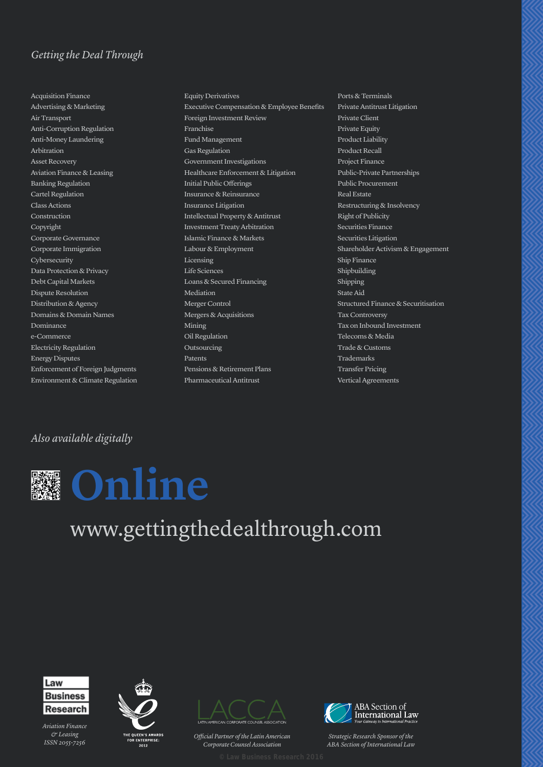*Getting the Deal Through*

Acquisition Finance
Advertising & Marketing
Air Transport
Anti-Corruption Regulation
Anti-Money Laundering
Arbitration
Asset Recovery
Aviation Finance & Leasing
Banking Regulation
Cartel Regulation
Class Actions
Construction
Copyright
Corporate Governance
Corporate Immigration
Cybersecurity
Data Protection & Privacy
Debt Capital Markets
Dispute Resolution
Distribution & Agency
Domains & Domain Names
Dominance
e-Commerce
Electricity Regulation
Energy Disputes
Enforcement of Foreign Judgments
Environment & Climate Regulation
Equity Derivatives
Executive Compensation & Employee Benefits
Foreign Investment Review
Franchise
Fund Management
Gas Regulation
Government Investigations
Healthcare Enforcement & Litigation
Initial Public Offerings
Insurance & Reinsurance
Insurance Litigation
Intellectual Property & Antitrust
Investment Treaty Arbitration
Islamic Finance & Markets
Labour & Employment
Licensing
Life Sciences
Loans & Secured Financing
Mediation
Merger Control
Mergers & Acquisitions
Mining
Oil Regulation
Outsourcing
Patents
Pensions & Retirement Plans
Pharmaceutical Antitrust
Ports & Terminals
Private Antitrust Litigation
Private Client
Private Equity
Product Liability
Product Recall
Project Finance
Public-Private Partnerships
Public Procurement
Real Estate
Restructuring & Insolvency
Right of Publicity
Securities Finance
Securities Litigation
Shareholder Activism & Engagement
Ship Finance
Shipbuilding
Shipping
State Aid
Structured Finance & Securitisation
Tax Controversy
Tax on Inbound Investment
Telecoms & Media
Trade & Customs
Trademarks
Transfer Pricing
Vertical Agreements

*Also available digitally*

# Online

www.gettingthedealthrough.com

Law Business Research

*Aviation Finance & Leasing*
*ISSN 2055-7256*

THE QUEEN'S AWARDS FOR ENTERPRISE: 2012

LACCA
LATIN AMERICAN CORPORATE COUNSEL ASSOCIATION

*Official Partner of the Latin American Corporate Counsel Association*

ABA Section of International Law
*Your Gateway to International Practice*

*Strategic Research Sponsor of the ABA Section of International Law*

© Law Business Research 2016